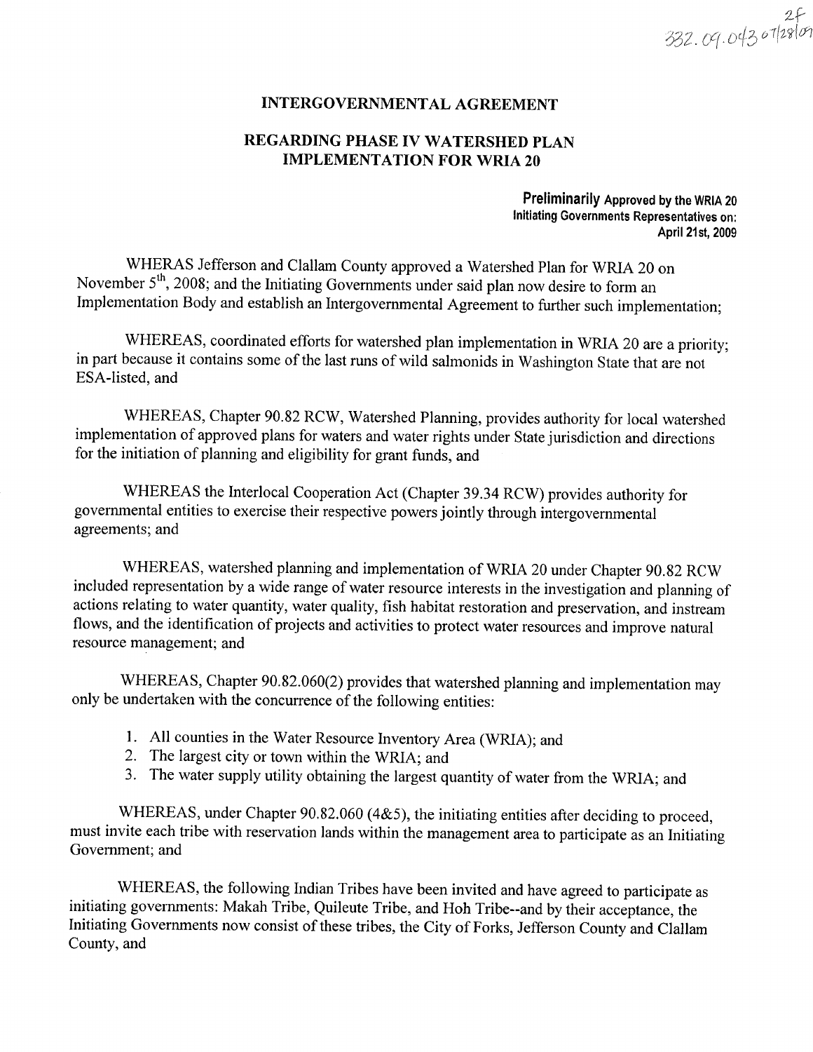2f
332.09.043 07/28/09

# INTERGOVERNMENTAL AGREEMENT

## REGARDING PHASE IV WATERSHED PLAN IMPLEMENTATION FOR WRIA 20

**Preliminarily Approved by the WRIA 20 Initiating Governments Representatives on: April 21st, 2009**

WHERAS Jefferson and Clallam County approved a Watershed Plan for WRIA 20 on November 5th, 2008; and the Initiating Governments under said plan now desire to form an Implementation Body and establish an Intergovernmental Agreement to further such implementation;

WHEREAS, coordinated efforts for watershed plan implementation in WRIA 20 are a priority; in part because it contains some of the last runs of wild salmonids in Washington State that are not ESA-listed, and

WHEREAS, Chapter 90.82 RCW, Watershed Planning, provides authority for local watershed implementation of approved plans for waters and water rights under State jurisdiction and directions for the initiation of planning and eligibility for grant funds, and

WHEREAS the Interlocal Cooperation Act (Chapter 39.34 RCW) provides authority for governmental entities to exercise their respective powers jointly through intergovernmental agreements; and

WHEREAS, watershed planning and implementation of WRIA 20 under Chapter 90.82 RCW included representation by a wide range of water resource interests in the investigation and planning of actions relating to water quantity, water quality, fish habitat restoration and preservation, and instream flows, and the identification of projects and activities to protect water resources and improve natural resource management; and

WHEREAS, Chapter 90.82.060(2) provides that watershed planning and implementation may only be undertaken with the concurrence of the following entities:

1. All counties in the Water Resource Inventory Area (WRIA); and
2. The largest city or town within the WRIA; and
3. The water supply utility obtaining the largest quantity of water from the WRIA; and

WHEREAS, under Chapter 90.82.060 (4&5), the initiating entities after deciding to proceed, must invite each tribe with reservation lands within the management area to participate as an Initiating Government; and

WHEREAS, the following Indian Tribes have been invited and have agreed to participate as initiating governments: Makah Tribe, Quileute Tribe, and Hoh Tribe--and by their acceptance, the Initiating Governments now consist of these tribes, the City of Forks, Jefferson County and Clallam County, and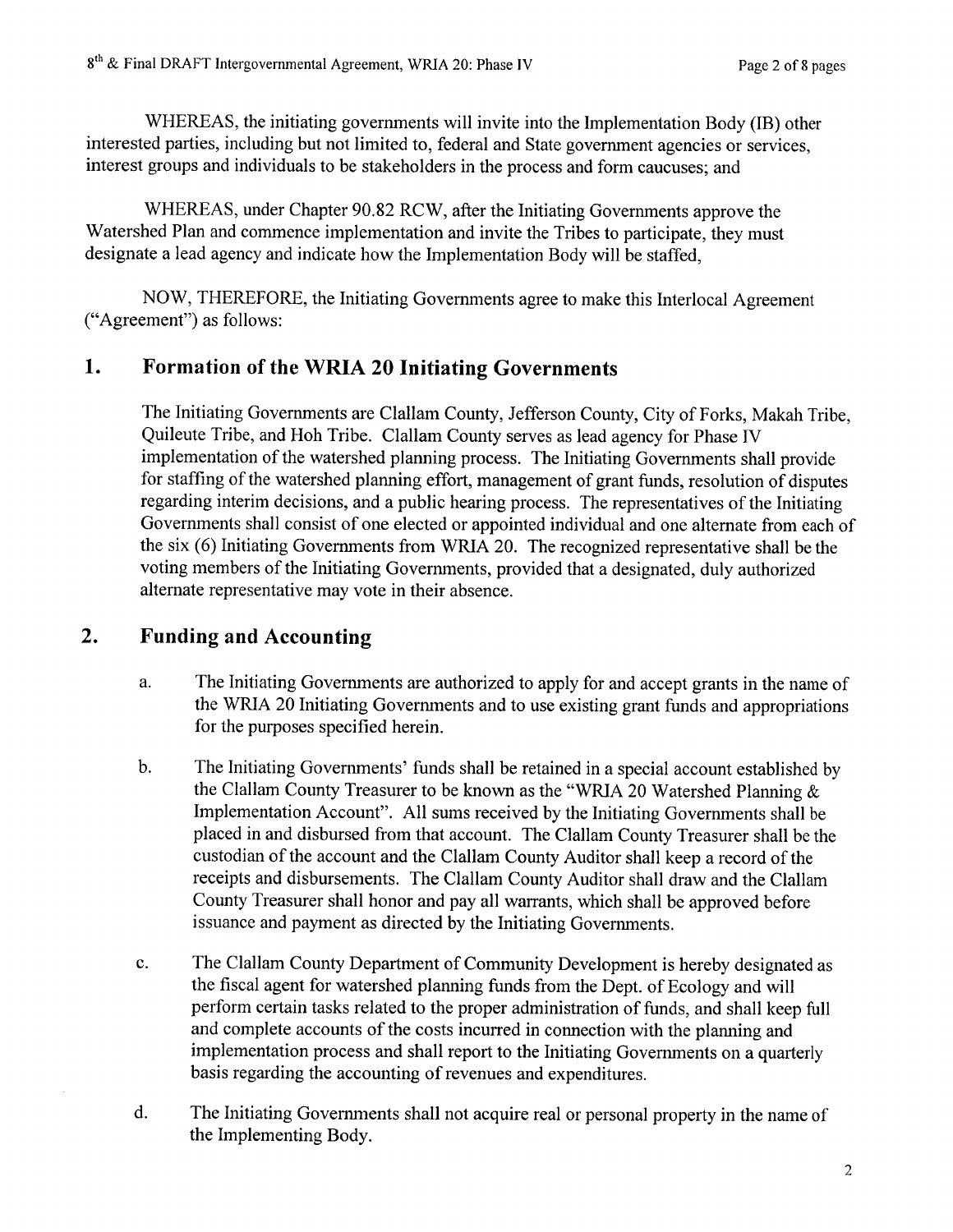WHEREAS, the initiating governments will invite into the Implementation Body (IB) other interested parties, including but not limited to, federal and State government agencies or services, interest groups and individuals to be stakeholders in the process and form caucuses; and

WHEREAS, under Chapter 90.82 RCW, after the Initiating Governments approve the Watershed Plan and commence implementation and invite the Tribes to participate, they must designate a lead agency and indicate how the Implementation Body will be staffed,

NOW, THEREFORE, the Initiating Governments agree to make this Interlocal Agreement ("Agreement") as follows:

## 1. Formation of the WRIA 20 Initiating Governments

The Initiating Governments are Clallam County, Jefferson County, City of Forks, Makah Tribe, Quileute Tribe, and Hoh Tribe. Clallam County serves as lead agency for Phase IV implementation of the watershed planning process. The Initiating Governments shall provide for staffing of the watershed planning effort, management of grant funds, resolution of disputes regarding interim decisions, and a public hearing process. The representatives of the Initiating Governments shall consist of one elected or appointed individual and one alternate from each of the six (6) Initiating Governments from WRIA 20. The recognized representative shall be the voting members of the Initiating Governments, provided that a designated, duly authorized alternate representative may vote in their absence.

## 2. Funding and Accounting

a. The Initiating Governments are authorized to apply for and accept grants in the name of the WRIA 20 Initiating Governments and to use existing grant funds and appropriations for the purposes specified herein.

b. The Initiating Governments' funds shall be retained in a special account established by the Clallam County Treasurer to be known as the "WRIA 20 Watershed Planning & Implementation Account". All sums received by the Initiating Governments shall be placed in and disbursed from that account. The Clallam County Treasurer shall be the custodian of the account and the Clallam County Auditor shall keep a record of the receipts and disbursements. The Clallam County Auditor shall draw and the Clallam County Treasurer shall honor and pay all warrants, which shall be approved before issuance and payment as directed by the Initiating Governments.

c. The Clallam County Department of Community Development is hereby designated as the fiscal agent for watershed planning funds from the Dept. of Ecology and will perform certain tasks related to the proper administration of funds, and shall keep full and complete accounts of the costs incurred in connection with the planning and implementation process and shall report to the Initiating Governments on a quarterly basis regarding the accounting of revenues and expenditures.

d. The Initiating Governments shall not acquire real or personal property in the name of the Implementing Body.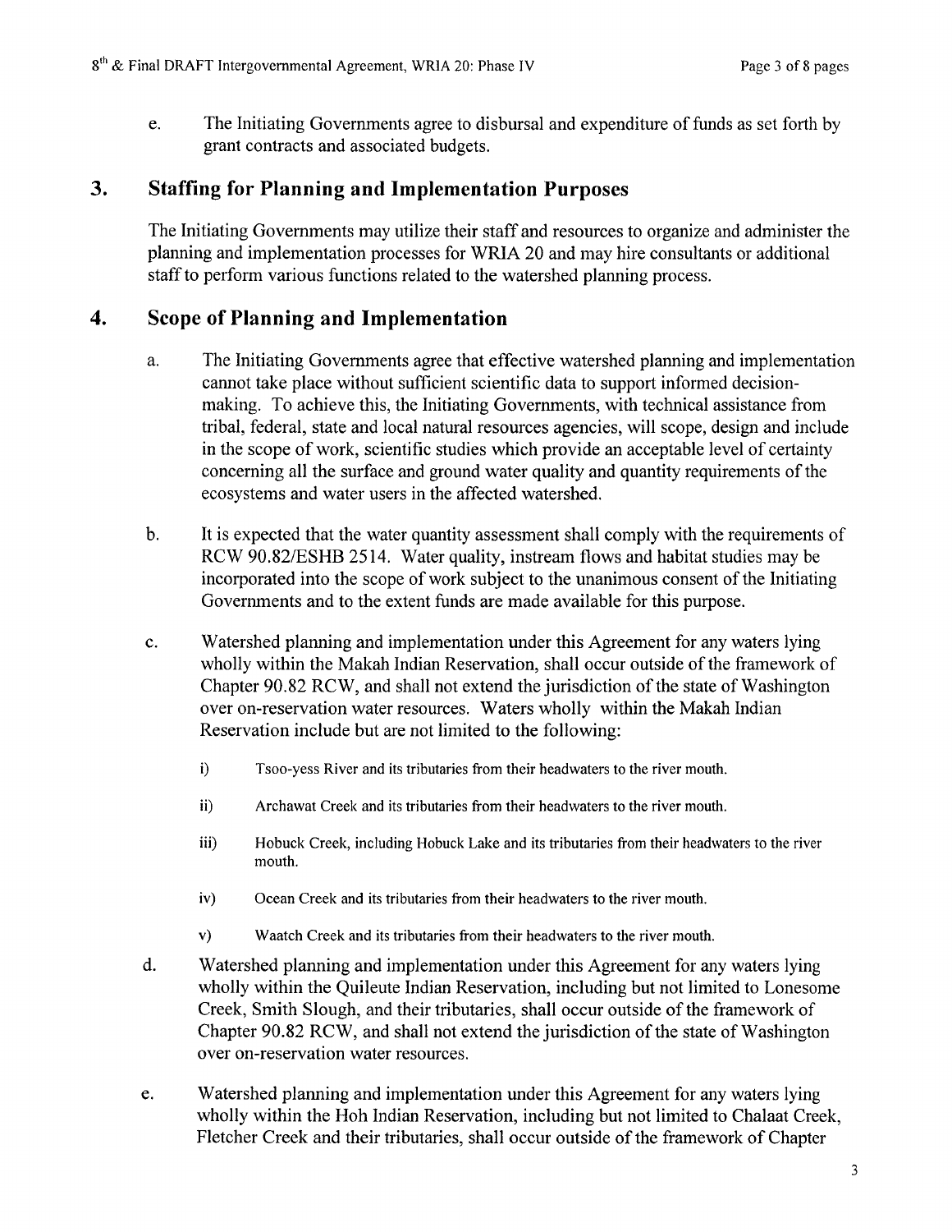e. The Initiating Governments agree to disbursal and expenditure of funds as set forth by grant contracts and associated budgets.

## 3. Staffing for Planning and Implementation Purposes

The Initiating Governments may utilize their staff and resources to organize and administer the planning and implementation processes for WRIA 20 and may hire consultants or additional staff to perform various functions related to the watershed planning process.

## 4. Scope of Planning and Implementation

a. The Initiating Governments agree that effective watershed planning and implementation cannot take place without sufficient scientific data to support informed decision-making. To achieve this, the Initiating Governments, with technical assistance from tribal, federal, state and local natural resources agencies, will scope, design and include in the scope of work, scientific studies which provide an acceptable level of certainty concerning all the surface and ground water quality and quantity requirements of the ecosystems and water users in the affected watershed.

b. It is expected that the water quantity assessment shall comply with the requirements of RCW 90.82/ESHB 2514. Water quality, instream flows and habitat studies may be incorporated into the scope of work subject to the unanimous consent of the Initiating Governments and to the extent funds are made available for this purpose.

c. Watershed planning and implementation under this Agreement for any waters lying wholly within the Makah Indian Reservation, shall occur outside of the framework of Chapter 90.82 RCW, and shall not extend the jurisdiction of the state of Washington over on-reservation water resources. Waters wholly within the Makah Indian Reservation include but are not limited to the following:

   i) Tsoo-yess River and its tributaries from their headwaters to the river mouth.

   ii) Archawat Creek and its tributaries from their headwaters to the river mouth.

   iii) Hobuck Creek, including Hobuck Lake and its tributaries from their headwaters to the river mouth.

   iv) Ocean Creek and its tributaries from their headwaters to the river mouth.

   v) Waatch Creek and its tributaries from their headwaters to the river mouth.

d. Watershed planning and implementation under this Agreement for any waters lying wholly within the Quileute Indian Reservation, including but not limited to Lonesome Creek, Smith Slough, and their tributaries, shall occur outside of the framework of Chapter 90.82 RCW, and shall not extend the jurisdiction of the state of Washington over on-reservation water resources.

e. Watershed planning and implementation under this Agreement for any waters lying wholly within the Hoh Indian Reservation, including but not limited to Chalaat Creek, Fletcher Creek and their tributaries, shall occur outside of the framework of Chapter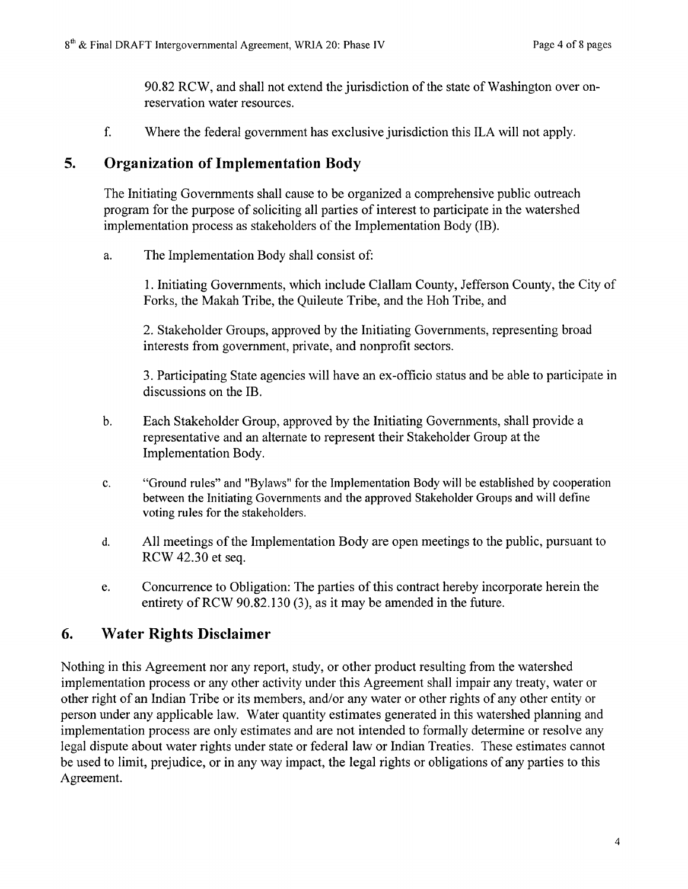90.82 RCW, and shall not extend the jurisdiction of the state of Washington over on-reservation water resources.

f. Where the federal government has exclusive jurisdiction this ILA will not apply.

## 5. Organization of Implementation Body

The Initiating Governments shall cause to be organized a comprehensive public outreach program for the purpose of soliciting all parties of interest to participate in the watershed implementation process as stakeholders of the Implementation Body (IB).

a. The Implementation Body shall consist of:

1. Initiating Governments, which include Clallam County, Jefferson County, the City of Forks, the Makah Tribe, the Quileute Tribe, and the Hoh Tribe, and

2. Stakeholder Groups, approved by the Initiating Governments, representing broad interests from government, private, and nonprofit sectors.

3. Participating State agencies will have an ex-officio status and be able to participate in discussions on the IB.

b. Each Stakeholder Group, approved by the Initiating Governments, shall provide a representative and an alternate to represent their Stakeholder Group at the Implementation Body.

c. "Ground rules" and "Bylaws" for the Implementation Body will be established by cooperation between the Initiating Governments and the approved Stakeholder Groups and will define voting rules for the stakeholders.

d. All meetings of the Implementation Body are open meetings to the public, pursuant to RCW 42.30 et seq.

e. Concurrence to Obligation: The parties of this contract hereby incorporate herein the entirety of RCW 90.82.130 (3), as it may be amended in the future.

## 6. Water Rights Disclaimer

Nothing in this Agreement nor any report, study, or other product resulting from the watershed implementation process or any other activity under this Agreement shall impair any treaty, water or other right of an Indian Tribe or its members, and/or any water or other rights of any other entity or person under any applicable law. Water quantity estimates generated in this watershed planning and implementation process are only estimates and are not intended to formally determine or resolve any legal dispute about water rights under state or federal law or Indian Treaties. These estimates cannot be used to limit, prejudice, or in any way impact, the legal rights or obligations of any parties to this Agreement.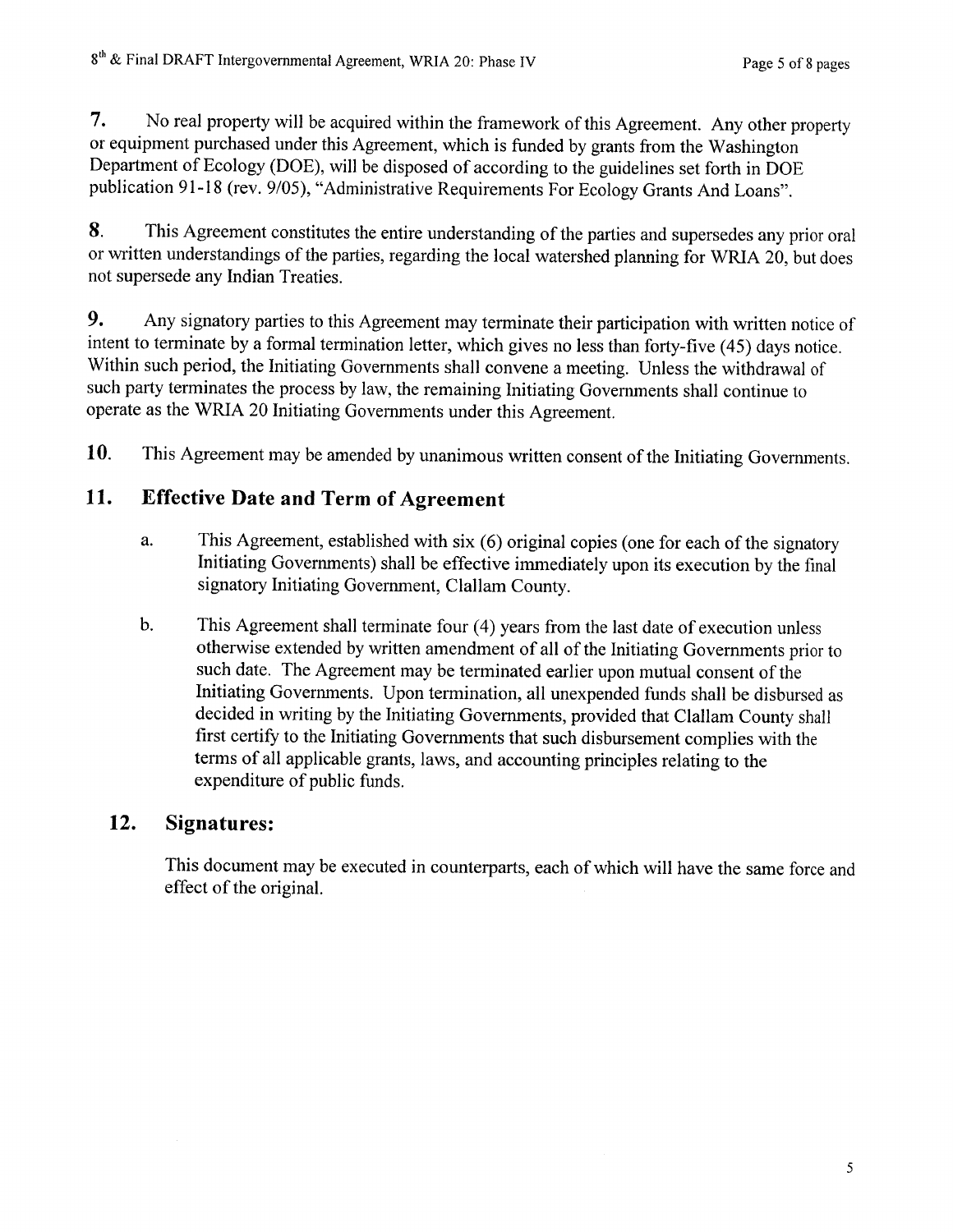**7.** No real property will be acquired within the framework of this Agreement. Any other property or equipment purchased under this Agreement, which is funded by grants from the Washington Department of Ecology (DOE), will be disposed of according to the guidelines set forth in DOE publication 91-18 (rev. 9/05), "Administrative Requirements For Ecology Grants And Loans".

**8.** This Agreement constitutes the entire understanding of the parties and supersedes any prior oral or written understandings of the parties, regarding the local watershed planning for WRIA 20, but does not supersede any Indian Treaties.

**9.** Any signatory parties to this Agreement may terminate their participation with written notice of intent to terminate by a formal termination letter, which gives no less than forty-five (45) days notice. Within such period, the Initiating Governments shall convene a meeting. Unless the withdrawal of such party terminates the process by law, the remaining Initiating Governments shall continue to operate as the WRIA 20 Initiating Governments under this Agreement.

**10.** This Agreement may be amended by unanimous written consent of the Initiating Governments.

## 11. Effective Date and Term of Agreement

a. This Agreement, established with six (6) original copies (one for each of the signatory Initiating Governments) shall be effective immediately upon its execution by the final signatory Initiating Government, Clallam County.

b. This Agreement shall terminate four (4) years from the last date of execution unless otherwise extended by written amendment of all of the Initiating Governments prior to such date. The Agreement may be terminated earlier upon mutual consent of the Initiating Governments. Upon termination, all unexpended funds shall be disbursed as decided in writing by the Initiating Governments, provided that Clallam County shall first certify to the Initiating Governments that such disbursement complies with the terms of all applicable grants, laws, and accounting principles relating to the expenditure of public funds.

## 12. Signatures:

This document may be executed in counterparts, each of which will have the same force and effect of the original.